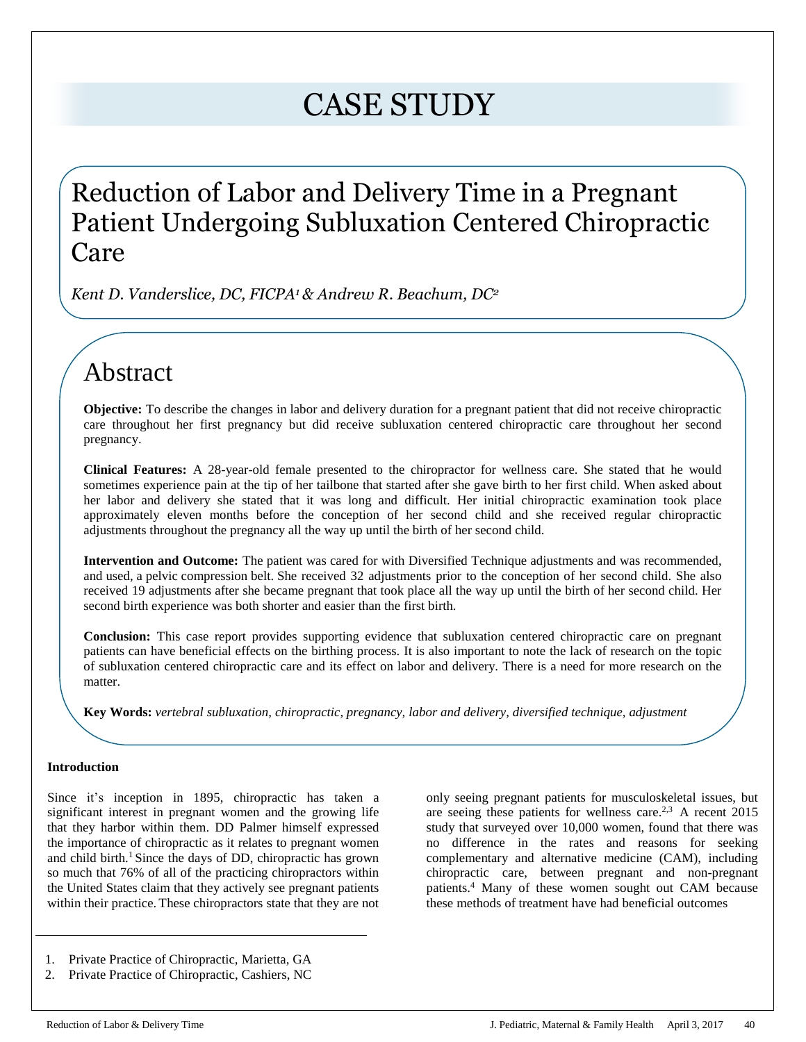# CASE STUDY

## Reduction of Labor and Delivery Time in a Pregnant Patient Undergoing Subluxation Centered Chiropractic Care

*Kent D. Vanderslice, DC, FICPA[1] & Andrew R. Beachum, DC[2]*

## Abstract

**Objective:** To describe the changes in labor and delivery duration for a pregnant patient that did not receive chiropractic care throughout her first pregnancy but did receive subluxation centered chiropractic care throughout her second pregnancy.

**Clinical Features:** A 28-year-old female presented to the chiropractor for wellness care. She stated that he would sometimes experience pain at the tip of her tailbone that started after she gave birth to her first child. When asked about her labor and delivery she stated that it was long and difficult. Her initial chiropractic examination took place approximately eleven months before the conception of her second child and she received regular chiropractic adjustments throughout the pregnancy all the way up until the birth of her second child.

**Intervention and Outcome:** The patient was cared for with Diversified Technique adjustments and was recommended, and used, a pelvic compression belt. She received 32 adjustments prior to the conception of her second child. She also received 19 adjustments after she became pregnant that took place all the way up until the birth of her second child. Her second birth experience was both shorter and easier than the first birth.

**Conclusion:** This case report provides supporting evidence that subluxation centered chiropractic care on pregnant patients can have beneficial effects on the birthing process. It is also important to note the lack of research on the topic of subluxation centered chiropractic care and its effect on labor and delivery. There is a need for more research on the matter.

**Key Words:** *vertebral subluxation, chiropractic, pregnancy, labor and delivery, diversified technique, adjustment*

### Introduction

Since it's inception in 1895, chiropractic has taken a significant interest in pregnant women and the growing life that they harbor within them. DD Palmer himself expressed the importance of chiropractic as it relates to pregnant women and child birth.[1] Since the days of DD, chiropractic has grown so much that 76% of all of the practicing chiropractors within the United States claim that they actively see pregnant patients within their practice. These chiropractors state that they are not only seeing pregnant patients for musculoskeletal issues, but are seeing these patients for wellness care.[2,3] A recent 2015 study that surveyed over 10,000 women, found that there was no difference in the rates and reasons for seeking complementary and alternative medicine (CAM), including chiropractic care, between pregnant and non-pregnant patients.[4] Many of these women sought out CAM because these methods of treatment have had beneficial outcomes

1. Private Practice of Chiropractic, Marietta, GA
2. Private Practice of Chiropractic, Cashiers, NC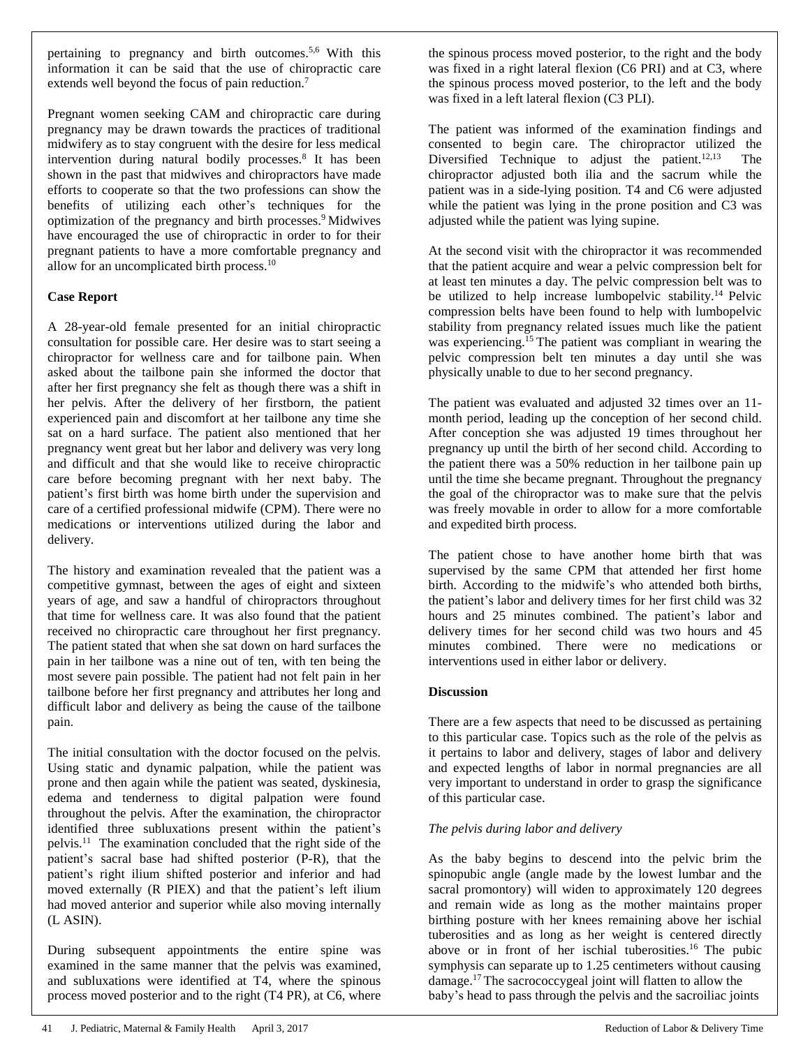pertaining to pregnancy and birth outcomes.[5,6] With this information it can be said that the use of chiropractic care extends well beyond the focus of pain reduction.[7]

Pregnant women seeking CAM and chiropractic care during pregnancy may be drawn towards the practices of traditional midwifery as to stay congruent with the desire for less medical intervention during natural bodily processes.[8] It has been shown in the past that midwives and chiropractors have made efforts to cooperate so that the two professions can show the benefits of utilizing each other's techniques for the optimization of the pregnancy and birth processes.[9] Midwives have encouraged the use of chiropractic in order to for their pregnant patients to have a more comfortable pregnancy and allow for an uncomplicated birth process.[10]

**Case Report**

A 28-year-old female presented for an initial chiropractic consultation for possible care. Her desire was to start seeing a chiropractor for wellness care and for tailbone pain. When asked about the tailbone pain she informed the doctor that after her first pregnancy she felt as though there was a shift in her pelvis. After the delivery of her firstborn, the patient experienced pain and discomfort at her tailbone any time she sat on a hard surface. The patient also mentioned that her pregnancy went great but her labor and delivery was very long and difficult and that she would like to receive chiropractic care before becoming pregnant with her next baby. The patient's first birth was home birth under the supervision and care of a certified professional midwife (CPM). There were no medications or interventions utilized during the labor and delivery.

The history and examination revealed that the patient was a competitive gymnast, between the ages of eight and sixteen years of age, and saw a handful of chiropractors throughout that time for wellness care. It was also found that the patient received no chiropractic care throughout her first pregnancy. The patient stated that when she sat down on hard surfaces the pain in her tailbone was a nine out of ten, with ten being the most severe pain possible. The patient had not felt pain in her tailbone before her first pregnancy and attributes her long and difficult labor and delivery as being the cause of the tailbone pain.

The initial consultation with the doctor focused on the pelvis. Using static and dynamic palpation, while the patient was prone and then again while the patient was seated, dyskinesia, edema and tenderness to digital palpation were found throughout the pelvis. After the examination, the chiropractor identified three subluxations present within the patient's pelvis.[11] The examination concluded that the right side of the patient's sacral base had shifted posterior (P-R), that the patient's right ilium shifted posterior and inferior and had moved externally (R PIEX) and that the patient's left ilium had moved anterior and superior while also moving internally (L ASIN).

During subsequent appointments the entire spine was examined in the same manner that the pelvis was examined, and subluxations were identified at T4, where the spinous process moved posterior and to the right (T4 PR), at C6, where the spinous process moved posterior, to the right and the body was fixed in a right lateral flexion (C6 PRI) and at C3, where the spinous process moved posterior, to the left and the body was fixed in a left lateral flexion (C3 PLI).

The patient was informed of the examination findings and consented to begin care. The chiropractor utilized the Diversified Technique to adjust the patient.[12,13] The chiropractor adjusted both ilia and the sacrum while the patient was in a side-lying position. T4 and C6 were adjusted while the patient was lying in the prone position and C3 was adjusted while the patient was lying supine.

At the second visit with the chiropractor it was recommended that the patient acquire and wear a pelvic compression belt for at least ten minutes a day. The pelvic compression belt was to be utilized to help increase lumbopelvic stability.[14] Pelvic compression belts have been found to help with lumbopelvic stability from pregnancy related issues much like the patient was experiencing.[15] The patient was compliant in wearing the pelvic compression belt ten minutes a day until she was physically unable to due to her second pregnancy.

The patient was evaluated and adjusted 32 times over an 11-month period, leading up the conception of her second child. After conception she was adjusted 19 times throughout her pregnancy up until the birth of her second child. According to the patient there was a 50% reduction in her tailbone pain up until the time she became pregnant. Throughout the pregnancy the goal of the chiropractor was to make sure that the pelvis was freely movable in order to allow for a more comfortable and expedited birth process.

The patient chose to have another home birth that was supervised by the same CPM that attended her first home birth. According to the midwife's who attended both births, the patient's labor and delivery times for her first child was 32 hours and 25 minutes combined. The patient's labor and delivery times for her second child was two hours and 45 minutes combined. There were no medications or interventions used in either labor or delivery.

**Discussion**

There are a few aspects that need to be discussed as pertaining to this particular case. Topics such as the role of the pelvis as it pertains to labor and delivery, stages of labor and delivery and expected lengths of labor in normal pregnancies are all very important to understand in order to grasp the significance of this particular case.

*The pelvis during labor and delivery*

As the baby begins to descend into the pelvic brim the spinopubic angle (angle made by the lowest lumbar and the sacral promontory) will widen to approximately 120 degrees and remain wide as long as the mother maintains proper birthing posture with her knees remaining above her ischial tuberosities and as long as her weight is centered directly above or in front of her ischial tuberosities.[16] The pubic symphysis can separate up to 1.25 centimeters without causing damage.[17] The sacrococcygeal joint will flatten to allow the baby's head to pass through the pelvis and the sacroiliac joints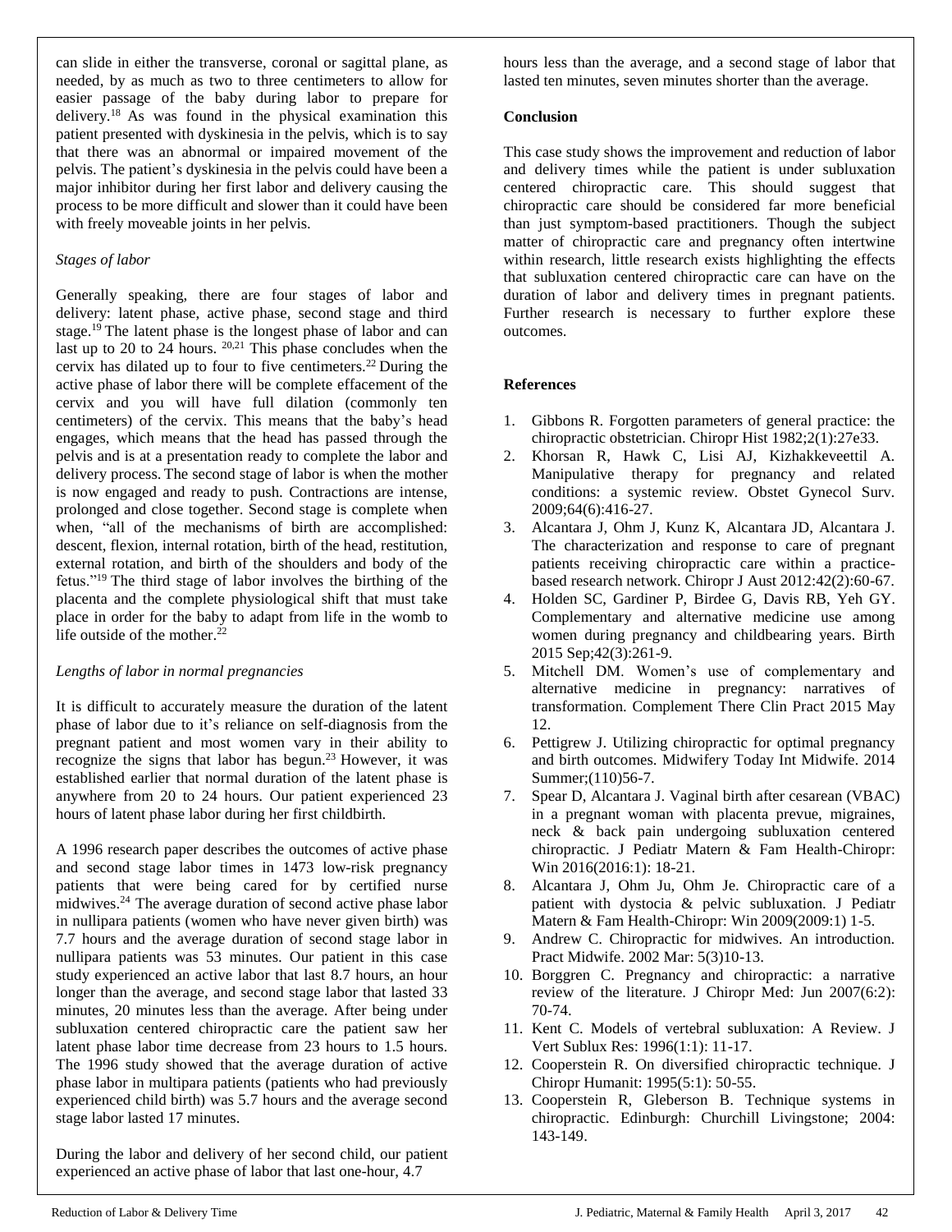can slide in either the transverse, coronal or sagittal plane, as needed, by as much as two to three centimeters to allow for easier passage of the baby during labor to prepare for delivery.[18] As was found in the physical examination this patient presented with dyskinesia in the pelvis, which is to say that there was an abnormal or impaired movement of the pelvis. The patient's dyskinesia in the pelvis could have been a major inhibitor during her first labor and delivery causing the process to be more difficult and slower than it could have been with freely moveable joints in her pelvis.

*Stages of labor*

Generally speaking, there are four stages of labor and delivery: latent phase, active phase, second stage and third stage.[19] The latent phase is the longest phase of labor and can last up to 20 to 24 hours. [20,21] This phase concludes when the cervix has dilated up to four to five centimeters.[22] During the active phase of labor there will be complete effacement of the cervix and you will have full dilation (commonly ten centimeters) of the cervix. This means that the baby's head engages, which means that the head has passed through the pelvis and is at a presentation ready to complete the labor and delivery process. The second stage of labor is when the mother is now engaged and ready to push. Contractions are intense, prolonged and close together. Second stage is complete when when, "all of the mechanisms of birth are accomplished: descent, flexion, internal rotation, birth of the head, restitution, external rotation, and birth of the shoulders and body of the fetus."[19] The third stage of labor involves the birthing of the placenta and the complete physiological shift that must take place in order for the baby to adapt from life in the womb to life outside of the mother.[22]

*Lengths of labor in normal pregnancies*

It is difficult to accurately measure the duration of the latent phase of labor due to it's reliance on self-diagnosis from the pregnant patient and most women vary in their ability to recognize the signs that labor has begun.[23] However, it was established earlier that normal duration of the latent phase is anywhere from 20 to 24 hours. Our patient experienced 23 hours of latent phase labor during her first childbirth.

A 1996 research paper describes the outcomes of active phase and second stage labor times in 1473 low-risk pregnancy patients that were being cared for by certified nurse midwives.[24] The average duration of second active phase labor in nullipara patients (women who have never given birth) was 7.7 hours and the average duration of second stage labor in nullipara patients was 53 minutes. Our patient in this case study experienced an active labor that last 8.7 hours, an hour longer than the average, and second stage labor that lasted 33 minutes, 20 minutes less than the average. After being under subluxation centered chiropractic care the patient saw her latent phase labor time decrease from 23 hours to 1.5 hours. The 1996 study showed that the average duration of active phase labor in multipara patients (patients who had previously experienced child birth) was 5.7 hours and the average second stage labor lasted 17 minutes.

During the labor and delivery of her second child, our patient experienced an active phase of labor that last one-hour, 4.7 hours less than the average, and a second stage of labor that lasted ten minutes, seven minutes shorter than the average.

**Conclusion**

This case study shows the improvement and reduction of labor and delivery times while the patient is under subluxation centered chiropractic care. This should suggest that chiropractic care should be considered far more beneficial than just symptom-based practitioners. Though the subject matter of chiropractic care and pregnancy often intertwine within research, little research exists highlighting the effects that subluxation centered chiropractic care can have on the duration of labor and delivery times in pregnant patients. Further research is necessary to further explore these outcomes.

**References**

1. Gibbons R. Forgotten parameters of general practice: the chiropractic obstetrician. Chiropr Hist 1982;2(1):27e33.
2. Khorsan R, Hawk C, Lisi AJ, Kizhakkeveettil A. Manipulative therapy for pregnancy and related conditions: a systemic review. Obstet Gynecol Surv. 2009;64(6):416-27.
3. Alcantara J, Ohm J, Kunz K, Alcantara JD, Alcantara J. The characterization and response to care of pregnant patients receiving chiropractic care within a practice-based research network. Chiropr J Aust 2012:42(2):60-67.
4. Holden SC, Gardiner P, Birdee G, Davis RB, Yeh GY. Complementary and alternative medicine use among women during pregnancy and childbearing years. Birth 2015 Sep;42(3):261-9.
5. Mitchell DM. Women's use of complementary and alternative medicine in pregnancy: narratives of transformation. Complement There Clin Pract 2015 May 12.
6. Pettigrew J. Utilizing chiropractic for optimal pregnancy and birth outcomes. Midwifery Today Int Midwife. 2014 Summer;(110)56-7.
7. Spear D, Alcantara J. Vaginal birth after cesarean (VBAC) in a pregnant woman with placenta prevue, migraines, neck & back pain undergoing subluxation centered chiropractic. J Pediatr Matern & Fam Health-Chiropr: Win 2016(2016:1): 18-21.
8. Alcantara J, Ohm Ju, Ohm Je. Chiropractic care of a patient with dystocia & pelvic subluxation. J Pediatr Matern & Fam Health-Chiropr: Win 2009(2009:1) 1-5.
9. Andrew C. Chiropractic for midwives. An introduction. Pract Midwife. 2002 Mar: 5(3)10-13.
10. Borggren C. Pregnancy and chiropractic: a narrative review of the literature. J Chiropr Med: Jun 2007(6:2): 70-74.
11. Kent C. Models of vertebral subluxation: A Review. J Vert Sublux Res: 1996(1:1): 11-17.
12. Cooperstein R. On diversified chiropractic technique. J Chiropr Humanit: 1995(5:1): 50-55.
13. Cooperstein R, Gleberson B. Technique systems in chiropractic. Edinburgh: Churchill Livingstone; 2004: 143-149.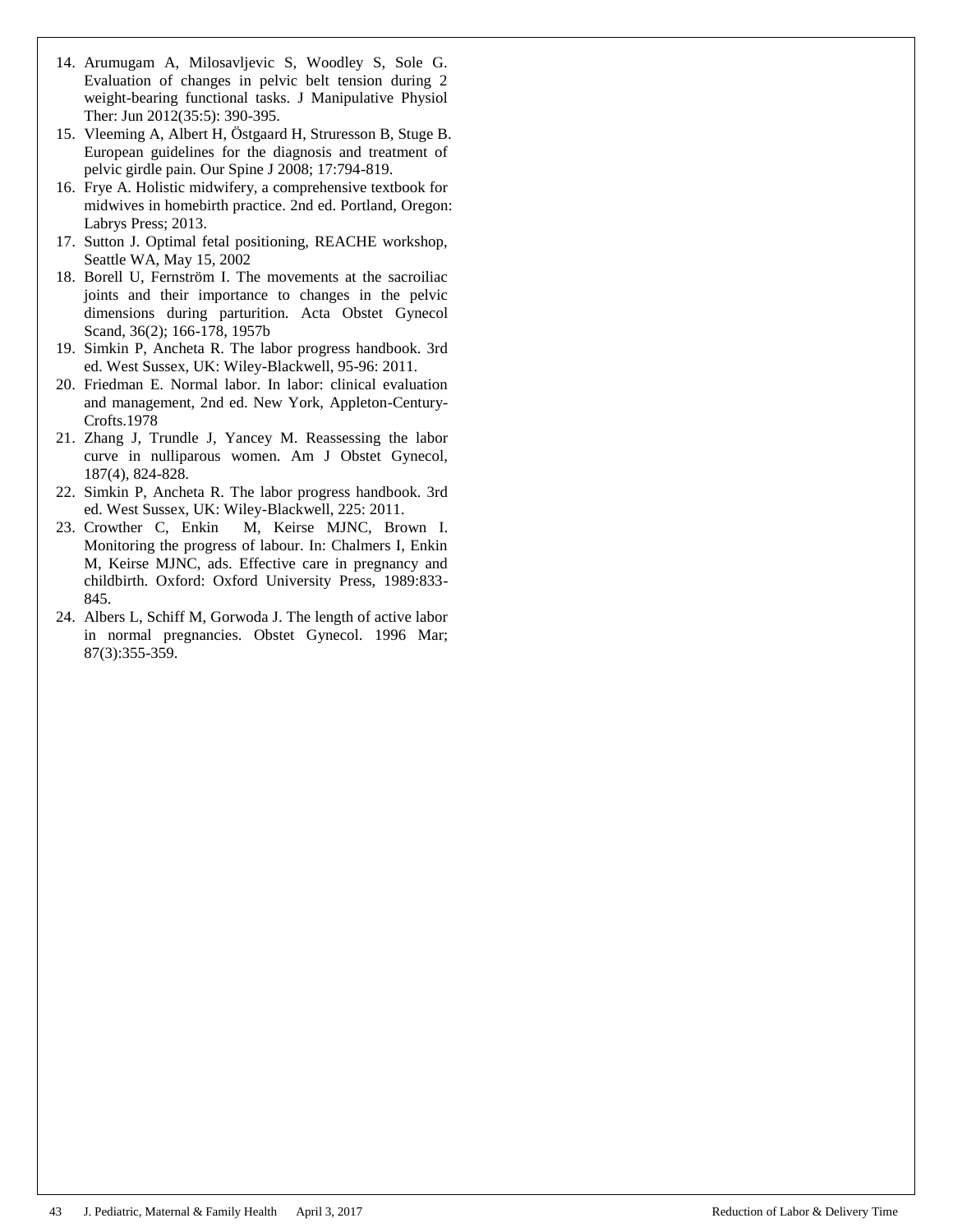14. Arumugam A, Milosavljevic S, Woodley S, Sole G. Evaluation of changes in pelvic belt tension during 2 weight-bearing functional tasks. J Manipulative Physiol Ther: Jun 2012(35:5): 390-395.
15. Vleeming A, Albert H, Östgaard H, Struresson B, Stuge B. European guidelines for the diagnosis and treatment of pelvic girdle pain. Our Spine J 2008; 17:794-819.
16. Frye A. Holistic midwifery, a comprehensive textbook for midwives in homebirth practice. 2nd ed. Portland, Oregon: Labrys Press; 2013.
17. Sutton J. Optimal fetal positioning, REACHE workshop, Seattle WA, May 15, 2002
18. Borell U, Fernström I. The movements at the sacroiliac joints and their importance to changes in the pelvic dimensions during parturition. Acta Obstet Gynecol Scand, 36(2); 166-178, 1957b
19. Simkin P, Ancheta R. The labor progress handbook. 3rd ed. West Sussex, UK: Wiley-Blackwell, 95-96: 2011.
20. Friedman E. Normal labor. In labor: clinical evaluation and management, 2nd ed. New York, Appleton-Century-Crofts.1978
21. Zhang J, Trundle J, Yancey M. Reassessing the labor curve in nulliparous women. Am J Obstet Gynecol, 187(4), 824-828.
22. Simkin P, Ancheta R. The labor progress handbook. 3rd ed. West Sussex, UK: Wiley-Blackwell, 225: 2011.
23. Crowther C, Enkin M, Keirse MJNC, Brown I. Monitoring the progress of labour. In: Chalmers I, Enkin M, Keirse MJNC, ads. Effective care in pregnancy and childbirth. Oxford: Oxford University Press, 1989:833-845.
24. Albers L, Schiff M, Gorwoda J. The length of active labor in normal pregnancies. Obstet Gynecol. 1996 Mar; 87(3):355-359.